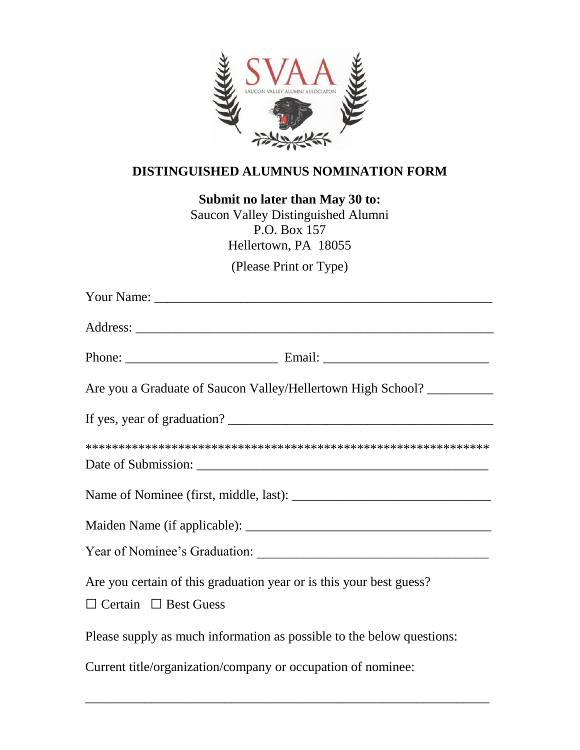SVAA

SAUCON VALLEY ALUMNI ASSOCIATON

## DISTINGUISHED ALUMNUS NOMINATION FORM

**Submit no later than May 30 to:**
Saucon Valley Distinguished Alumni
P.O. Box 157
Hellertown, PA 18055

(Please Print or Type)

Your Name: ____________________________________________________

Address: ______________________________________________________

Phone: ______________________ Email: ________________________

Are you a Graduate of Saucon Valley/Hellertown High School? __________

If yes, year of graduation? _______________________________________

************************************************************

Date of Submission: _____________________________________________

Name of Nominee (first, middle, last): ______________________________

Maiden Name (if applicable): _____________________________________

Year of Nominee's Graduation: ___________________________________

Are you certain of this graduation year or is this your best guess?

☐ Certain ☐ Best Guess

Please supply as much information as possible to the below questions:

Current title/organization/company or occupation of nominee:

____________________________________________________________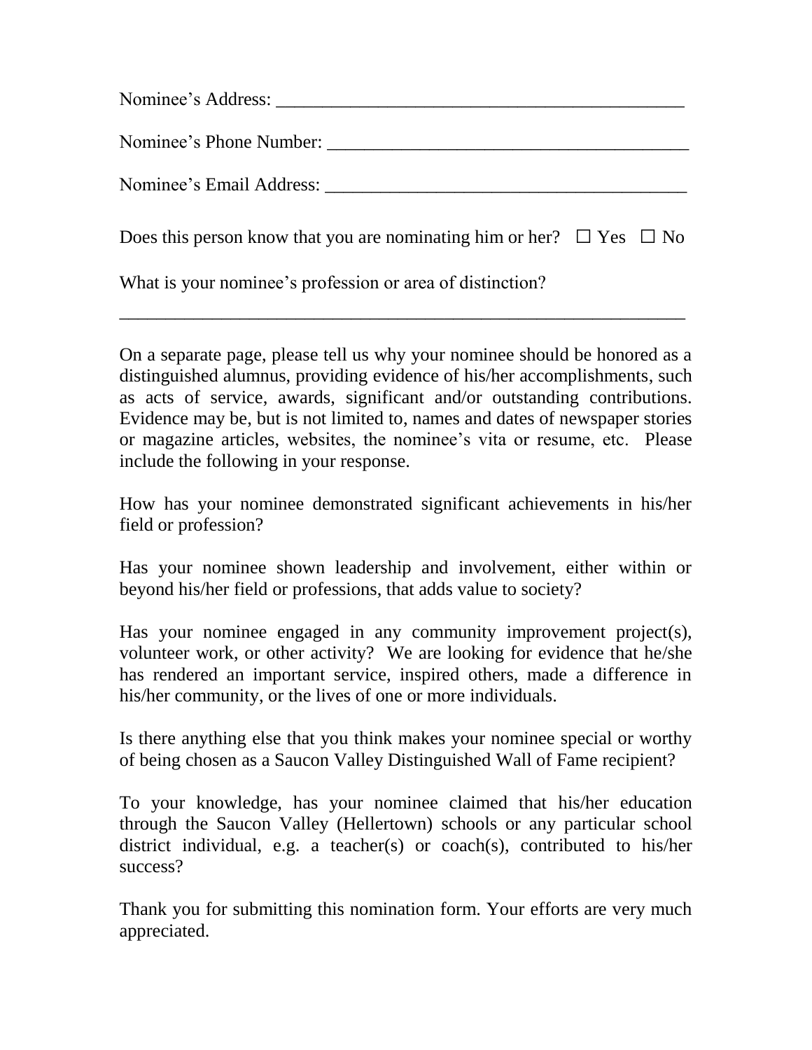Nominee's Address: _____________________________________________

Nominee's Phone Number: ________________________________________

Nominee's Email Address: ________________________________________

Does this person know that you are nominating him or her? ☐ Yes ☐ No

What is your nominee's profession or area of distinction?

_______________________________________________________________

On a separate page, please tell us why your nominee should be honored as a distinguished alumnus, providing evidence of his/her accomplishments, such as acts of service, awards, significant and/or outstanding contributions. Evidence may be, but is not limited to, names and dates of newspaper stories or magazine articles, websites, the nominee's vita or resume, etc. Please include the following in your response.

How has your nominee demonstrated significant achievements in his/her field or profession?

Has your nominee shown leadership and involvement, either within or beyond his/her field or professions, that adds value to society?

Has your nominee engaged in any community improvement project(s), volunteer work, or other activity? We are looking for evidence that he/she has rendered an important service, inspired others, made a difference in his/her community, or the lives of one or more individuals.

Is there anything else that you think makes your nominee special or worthy of being chosen as a Saucon Valley Distinguished Wall of Fame recipient?

To your knowledge, has your nominee claimed that his/her education through the Saucon Valley (Hellertown) schools or any particular school district individual, e.g. a teacher(s) or coach(s), contributed to his/her success?

Thank you for submitting this nomination form. Your efforts are very much appreciated.